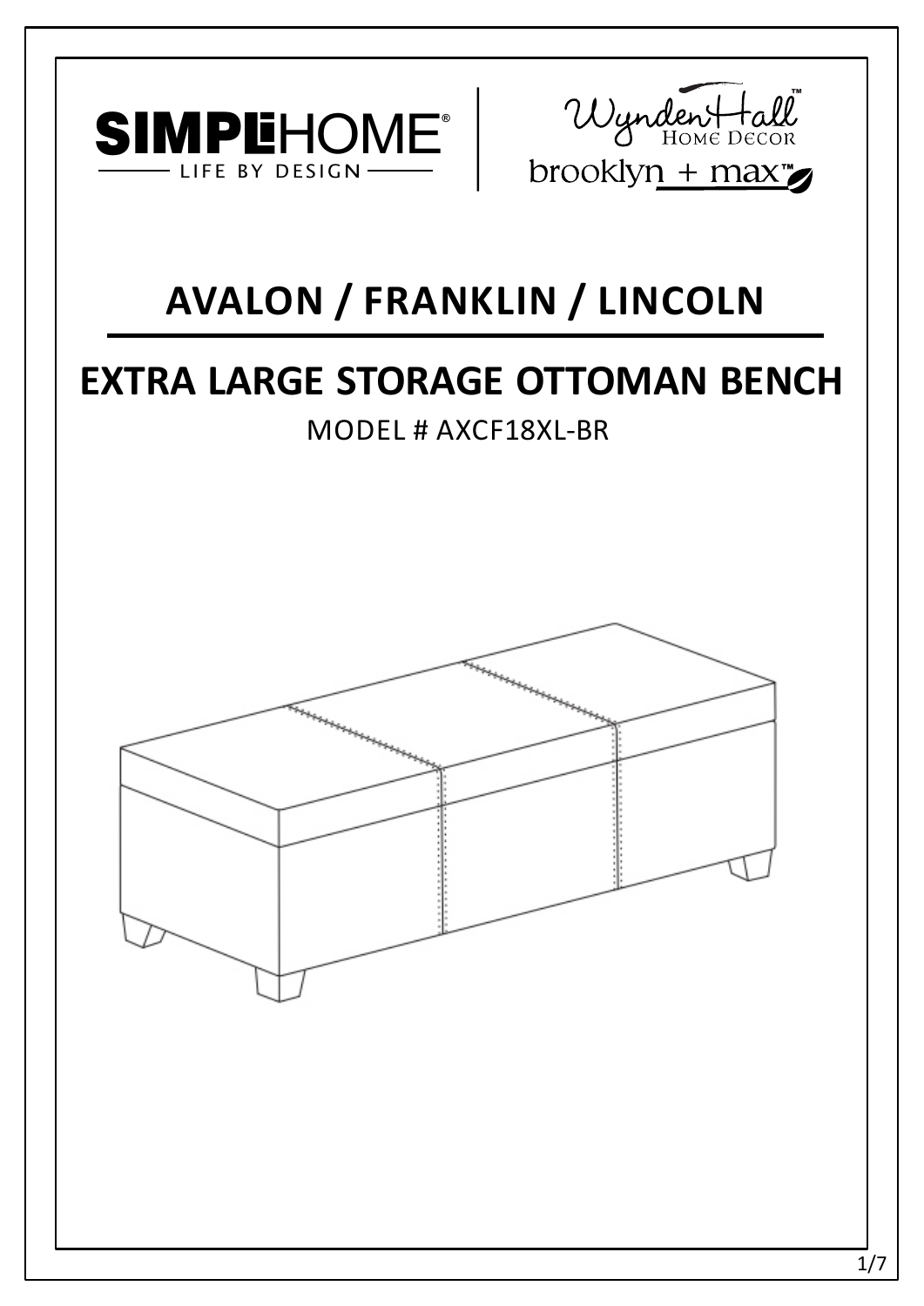SIMPLIHOME® — LIFE BY DESIGN

Wynden Hall™ HOME DECOR

brooklyn + max™

# AVALON / FRANKLIN / LINCOLN

## EXTRA LARGE STORAGE OTTOMAN BENCH

MODEL # AXCF18XL-BR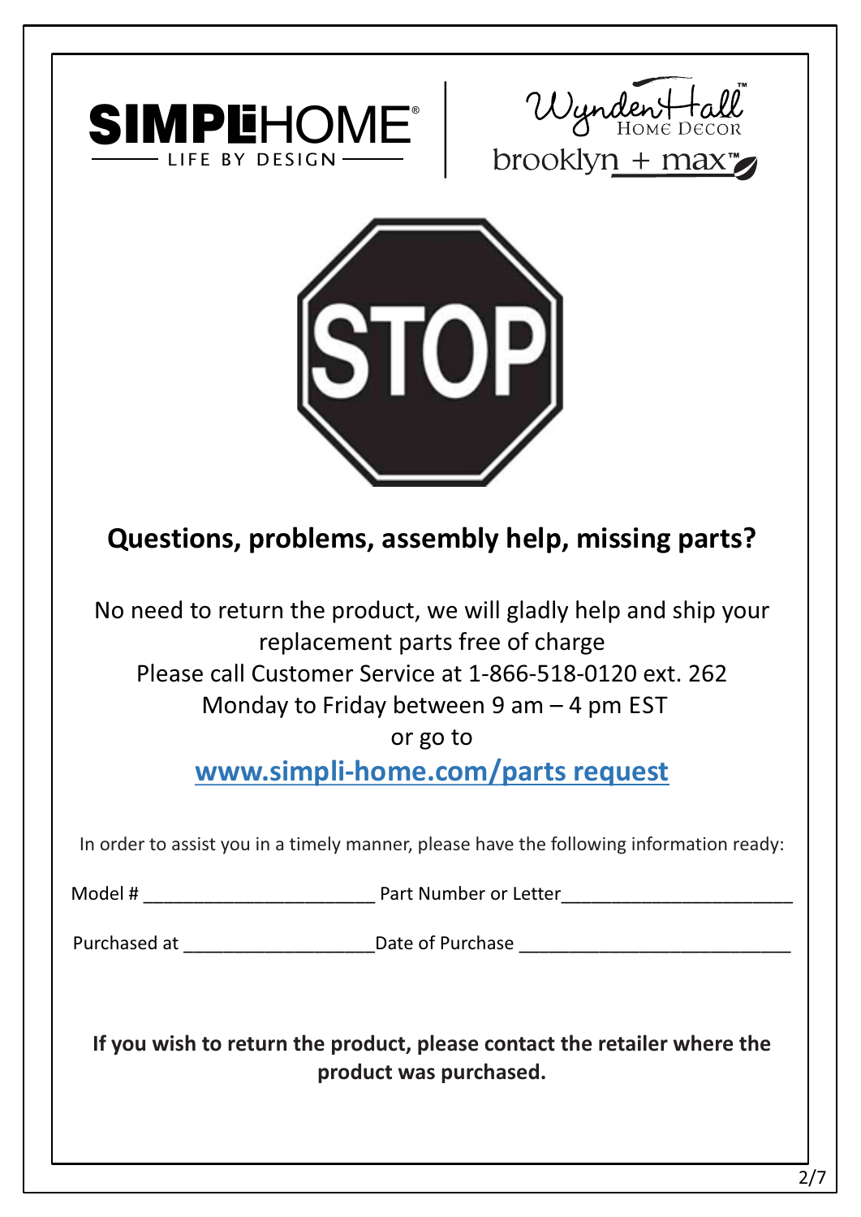SIMPLIHOME® LIFE BY DESIGN

Wynden Hall™ HOME DECOR

brooklyn + max™

STOP

## Questions, problems, assembly help, missing parts?

No need to return the product, we will gladly help and ship your replacement parts free of charge

Please call Customer Service at 1-866-518-0120 ext. 262

Monday to Friday between 9 am – 4 pm EST

or go to

**www.simpli-home.com/parts request**

In order to assist you in a timely manner, please have the following information ready:

Model # ______________________ Part Number or Letter______________________

Purchased at __________________Date of Purchase __________________________

**If you wish to return the product, please contact the retailer where the product was purchased.**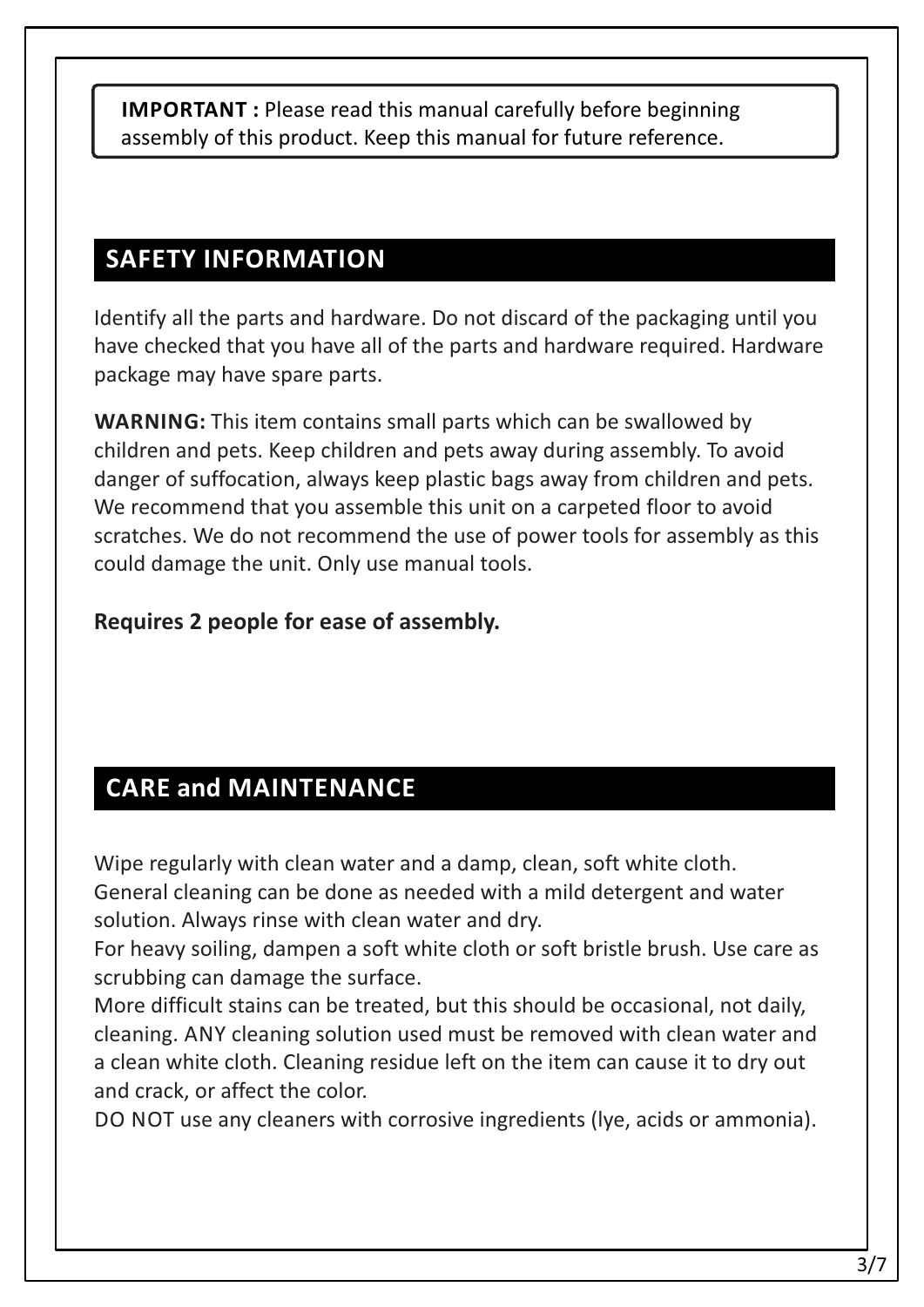**IMPORTANT :** Please read this manual carefully before beginning assembly of this product. Keep this manual for future reference.

## SAFETY INFORMATION

Identify all the parts and hardware. Do not discard of the packaging until you have checked that you have all of the parts and hardware required. Hardware package may have spare parts.

**WARNING:** This item contains small parts which can be swallowed by children and pets. Keep children and pets away during assembly. To avoid danger of suffocation, always keep plastic bags away from children and pets. We recommend that you assemble this unit on a carpeted floor to avoid scratches. We do not recommend the use of power tools for assembly as this could damage the unit. Only use manual tools.

**Requires 2 people for ease of assembly.**

## CARE and MAINTENANCE

Wipe regularly with clean water and a damp, clean, soft white cloth.
General cleaning can be done as needed with a mild detergent and water solution. Always rinse with clean water and dry.
For heavy soiling, dampen a soft white cloth or soft bristle brush. Use care as scrubbing can damage the surface.
More difficult stains can be treated, but this should be occasional, not daily, cleaning. ANY cleaning solution used must be removed with clean water and a clean white cloth. Cleaning residue left on the item can cause it to dry out and crack, or affect the color.
DO NOT use any cleaners with corrosive ingredients (lye, acids or ammonia).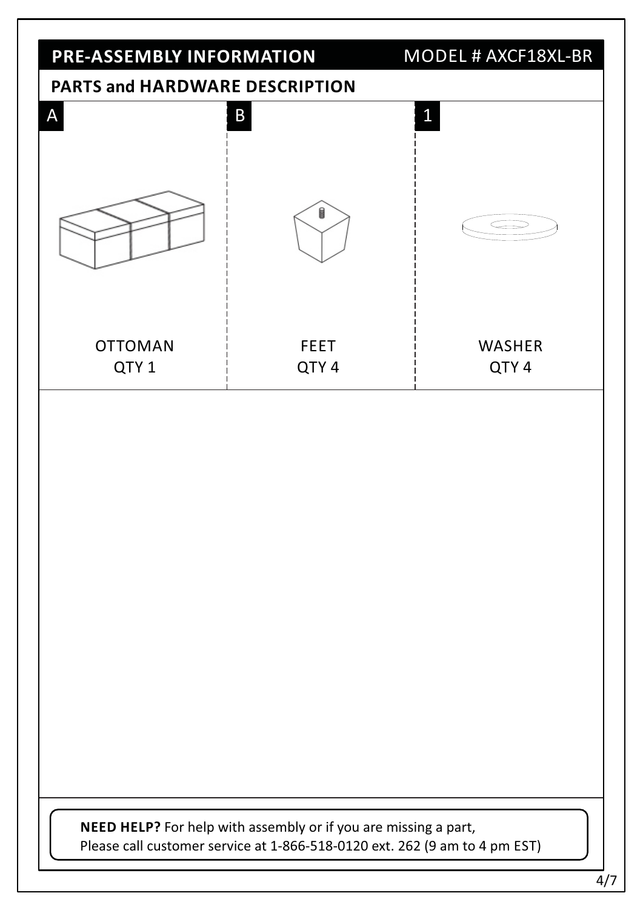## PRE-ASSEMBLY INFORMATION

MODEL # AXCF18XL-BR

### PARTS and HARDWARE DESCRIPTION

| A | B | 1 |
|---|---|---|
| OTTOMAN<br>QTY 1 | FEET<br>QTY 4 | WASHER<br>QTY 4 |

**NEED HELP?** For help with assembly or if you are missing a part,
Please call customer service at 1-866-518-0120 ext. 262 (9 am to 4 pm EST)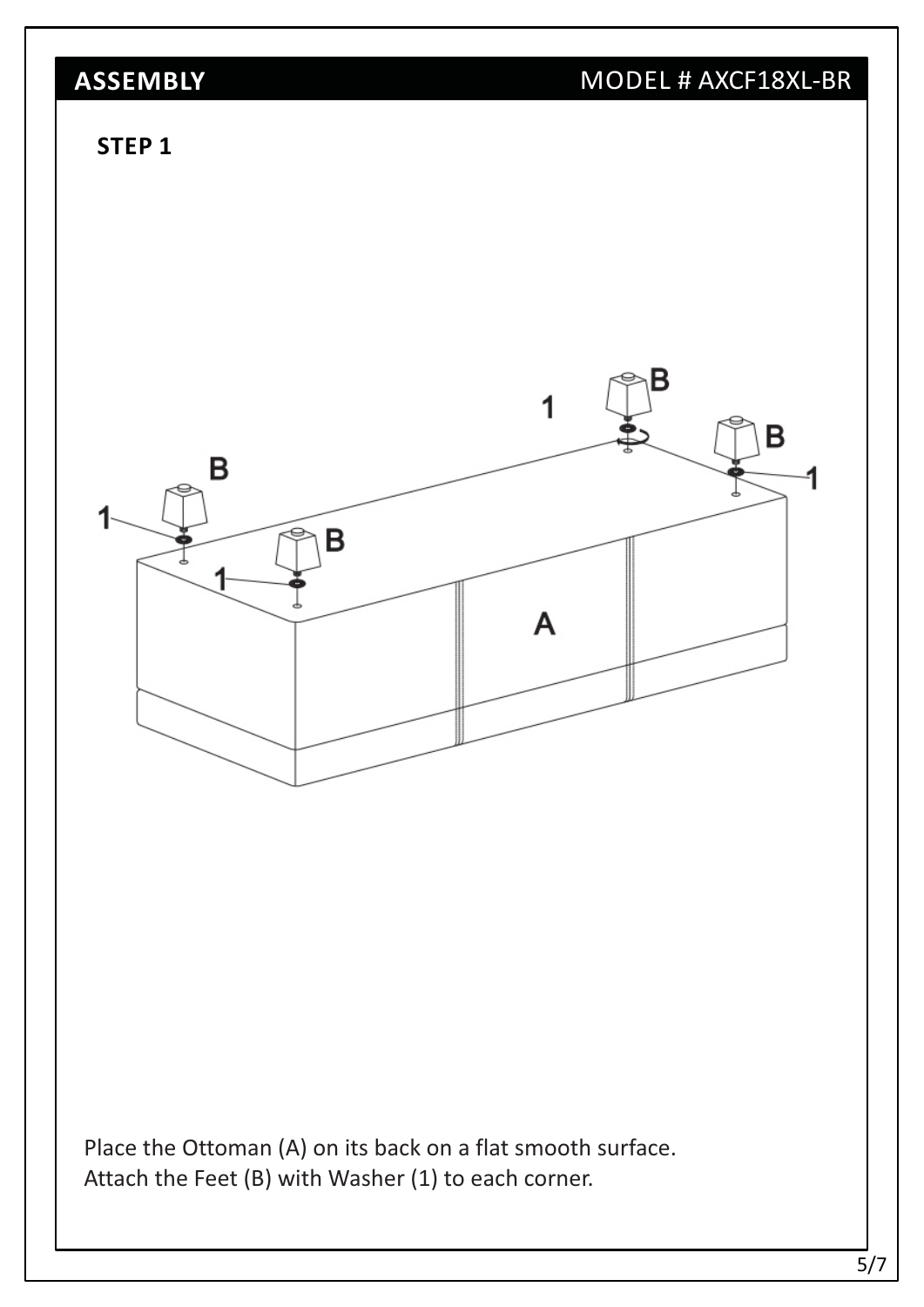## ASSEMBLY

MODEL # AXCF18XL-BR

### STEP 1

Place the Ottoman (A) on its back on a flat smooth surface.
Attach the Feet (B) with Washer (1) to each corner.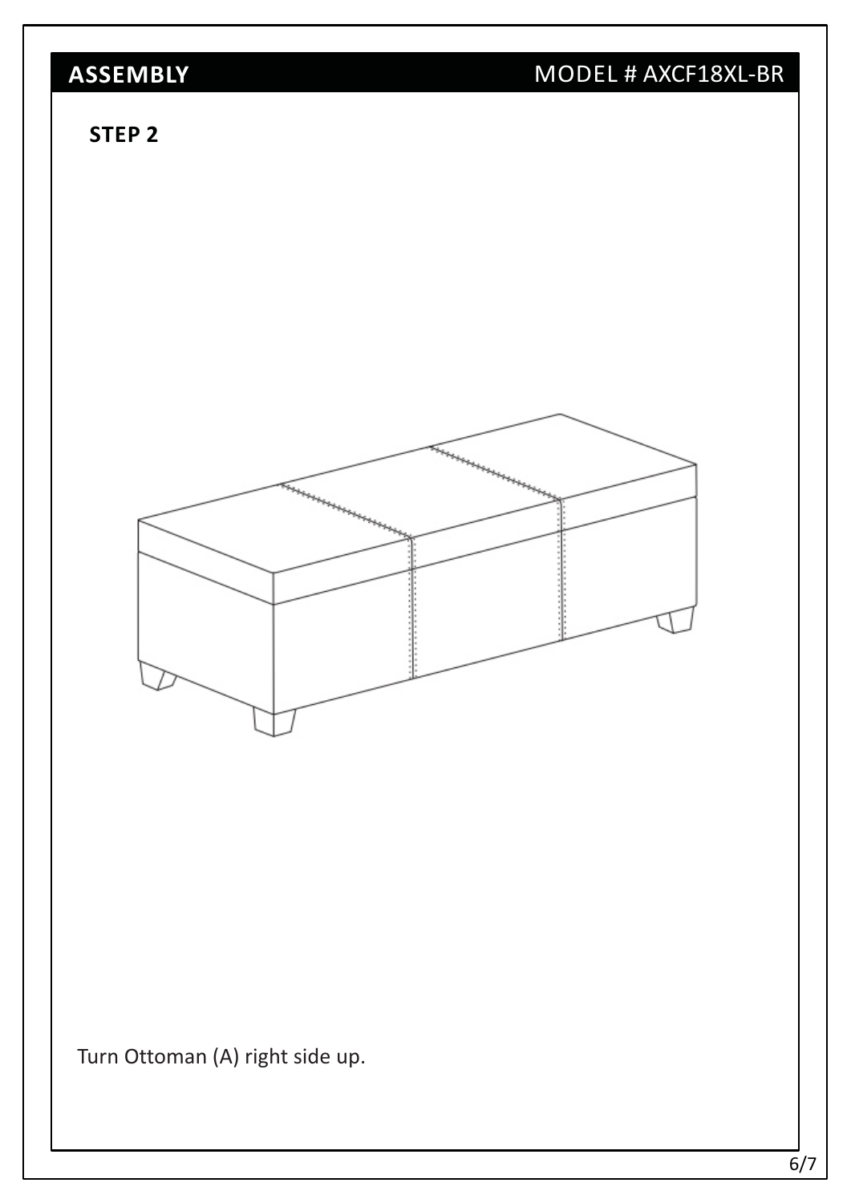## ASSEMBLY

MODEL # AXCF18XL-BR

### STEP 2

Turn Ottoman (A) right side up.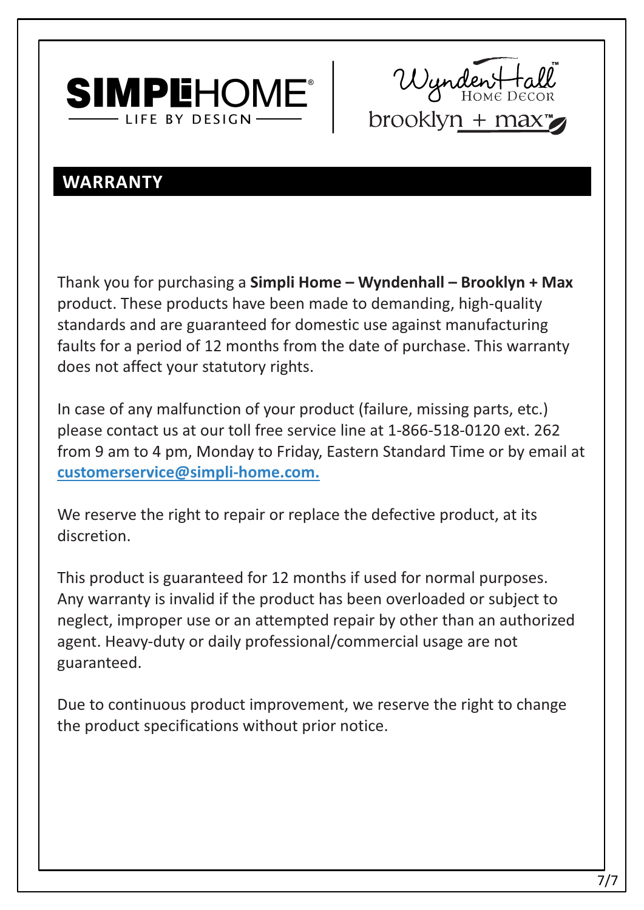SIMPLIHOME® LIFE BY DESIGN

WyndenHall™ Home Decor

brooklyn + max™

## WARRANTY

Thank you for purchasing a **Simpli Home – Wyndenhall – Brooklyn + Max** product. These products have been made to demanding, high-quality standards and are guaranteed for domestic use against manufacturing faults for a period of 12 months from the date of purchase. This warranty does not affect your statutory rights.

In case of any malfunction of your product (failure, missing parts, etc.) please contact us at our toll free service line at 1-866-518-0120 ext. 262 from 9 am to 4 pm, Monday to Friday, Eastern Standard Time or by email at **customerservice@simpli-home.com.**

We reserve the right to repair or replace the defective product, at its discretion.

This product is guaranteed for 12 months if used for normal purposes. Any warranty is invalid if the product has been overloaded or subject to neglect, improper use or an attempted repair by other than an authorized agent. Heavy-duty or daily professional/commercial usage are not guaranteed.

Due to continuous product improvement, we reserve the right to change the product specifications without prior notice.